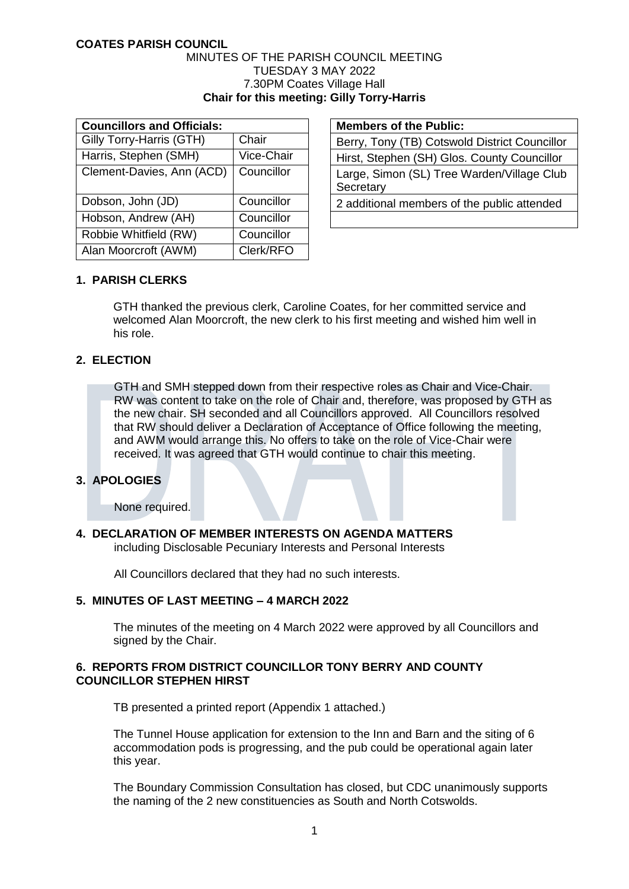**COATES PARISH COUNCIL**

MINUTES OF THE PARISH COUNCIL MEETING
TUESDAY 3 MAY 2022
7.30PM Coates Village Hall
**Chair for this meeting: Gilly Torry-Harris**

| **Councillors and Officials:** | |
|---|---|
| Gilly Torry-Harris (GTH) | Chair |
| Harris, Stephen (SMH) | Vice-Chair |
| Clement-Davies, Ann (ACD) | Councillor |
| Dobson, John (JD) | Councillor |
| Hobson, Andrew (AH) | Councillor |
| Robbie Whitfield (RW) | Councillor |
| Alan Moorcroft (AWM) | Clerk/RFO |

| **Members of the Public:** |
|---|
| Berry, Tony (TB) Cotswold District Councillor |
| Hirst, Stephen (SH) Glos. County Councillor |
| Large, Simon (SL) Tree Warden/Village Club Secretary |
| 2 additional members of the public attended |

## 1. PARISH CLERKS

GTH thanked the previous clerk, Caroline Coates, for her committed service and welcomed Alan Moorcroft, the new clerk to his first meeting and wished him well in his role.

## 2. ELECTION

GTH and SMH stepped down from their respective roles as Chair and Vice-Chair. RW was content to take on the role of Chair and, therefore, was proposed by GTH as the new chair. SH seconded and all Councillors approved. All Councillors resolved that RW should deliver a Declaration of Acceptance of Office following the meeting, and AWM would arrange this. No offers to take on the role of Vice-Chair were received. It was agreed that GTH would continue to chair this meeting.

## 3. APOLOGIES

None required.

## 4. DECLARATION OF MEMBER INTERESTS ON AGENDA MATTERS

including Disclosable Pecuniary Interests and Personal Interests

All Councillors declared that they had no such interests.

## 5. MINUTES OF LAST MEETING – 4 MARCH 2022

The minutes of the meeting on 4 March 2022 were approved by all Councillors and signed by the Chair.

## 6. REPORTS FROM DISTRICT COUNCILLOR TONY BERRY AND COUNTY COUNCILLOR STEPHEN HIRST

TB presented a printed report (Appendix 1 attached.)

The Tunnel House application for extension to the Inn and Barn and the siting of 6 accommodation pods is progressing, and the pub could be operational again later this year.

The Boundary Commission Consultation has closed, but CDC unanimously supports the naming of the 2 new constituencies as South and North Cotswolds.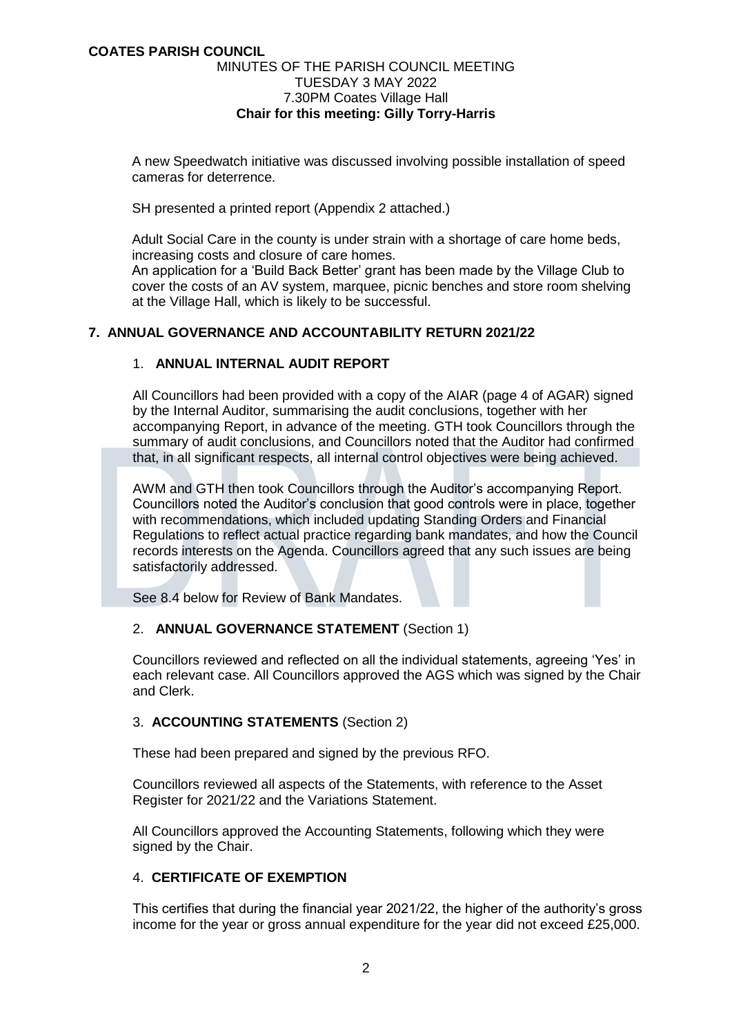**COATES PARISH COUNCIL**

MINUTES OF THE PARISH COUNCIL MEETING
TUESDAY 3 MAY 2022
7.30PM Coates Village Hall
**Chair for this meeting: Gilly Torry-Harris**

A new Speedwatch initiative was discussed involving possible installation of speed cameras for deterrence.

SH presented a printed report (Appendix 2 attached.)

Adult Social Care in the county is under strain with a shortage of care home beds, increasing costs and closure of care homes.
An application for a 'Build Back Better' grant has been made by the Village Club to cover the costs of an AV system, marquee, picnic benches and store room shelving at the Village Hall, which is likely to be successful.

## 7. ANNUAL GOVERNANCE AND ACCOUNTABILITY RETURN 2021/22

### 1. ANNUAL INTERNAL AUDIT REPORT

All Councillors had been provided with a copy of the AIAR (page 4 of AGAR) signed by the Internal Auditor, summarising the audit conclusions, together with her accompanying Report, in advance of the meeting. GTH took Councillors through the summary of audit conclusions, and Councillors noted that the Auditor had confirmed that, in all significant respects, all internal control objectives were being achieved.

AWM and GTH then took Councillors through the Auditor's accompanying Report. Councillors noted the Auditor's conclusion that good controls were in place, together with recommendations, which included updating Standing Orders and Financial Regulations to reflect actual practice regarding bank mandates, and how the Council records interests on the Agenda. Councillors agreed that any such issues are being satisfactorily addressed.

See 8.4 below for Review of Bank Mandates.

### 2. ANNUAL GOVERNANCE STATEMENT (Section 1)

Councillors reviewed and reflected on all the individual statements, agreeing 'Yes' in each relevant case. All Councillors approved the AGS which was signed by the Chair and Clerk.

### 3. ACCOUNTING STATEMENTS (Section 2)

These had been prepared and signed by the previous RFO.

Councillors reviewed all aspects of the Statements, with reference to the Asset Register for 2021/22 and the Variations Statement.

All Councillors approved the Accounting Statements, following which they were signed by the Chair.

### 4. CERTIFICATE OF EXEMPTION

This certifies that during the financial year 2021/22, the higher of the authority's gross income for the year or gross annual expenditure for the year did not exceed £25,000.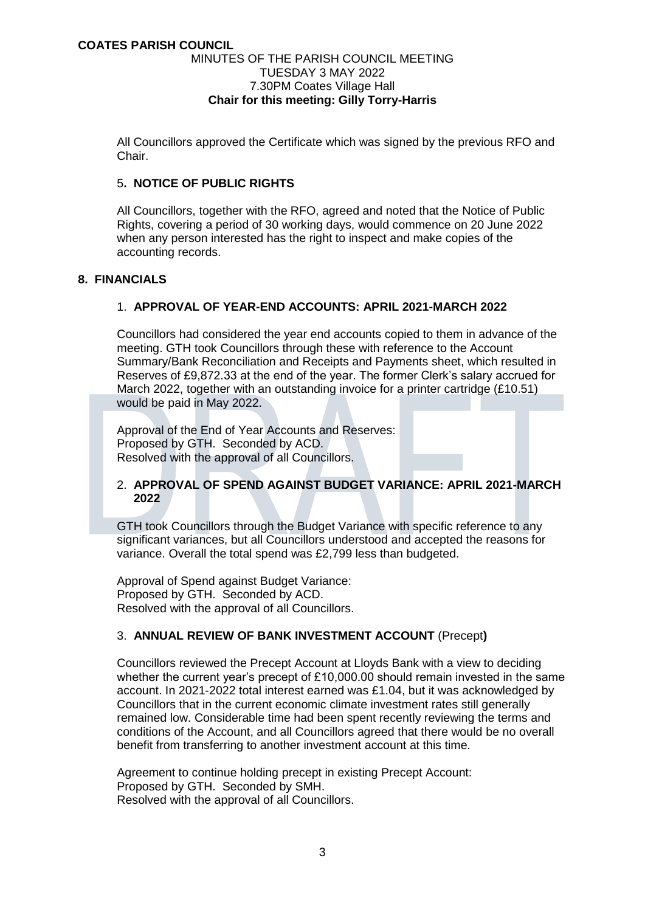All Councillors approved the Certificate which was signed by the previous RFO and Chair.

5. **NOTICE OF PUBLIC RIGHTS**

All Councillors, together with the RFO, agreed and noted that the Notice of Public Rights, covering a period of 30 working days, would commence on 20 June 2022 when any person interested has the right to inspect and make copies of the accounting records.

## 8. FINANCIALS

1. **APPROVAL OF YEAR-END ACCOUNTS: APRIL 2021-MARCH 2022**

Councillors had considered the year end accounts copied to them in advance of the meeting. GTH took Councillors through these with reference to the Account Summary/Bank Reconciliation and Receipts and Payments sheet, which resulted in Reserves of £9,872.33 at the end of the year. The former Clerk's salary accrued for March 2022, together with an outstanding invoice for a printer cartridge (£10.51) would be paid in May 2022.

Approval of the End of Year Accounts and Reserves:
Proposed by GTH. Seconded by ACD.
Resolved with the approval of all Councillors.

2. **APPROVAL OF SPEND AGAINST BUDGET VARIANCE: APRIL 2021-MARCH 2022**

GTH took Councillors through the Budget Variance with specific reference to any significant variances, but all Councillors understood and accepted the reasons for variance. Overall the total spend was £2,799 less than budgeted.

Approval of Spend against Budget Variance:
Proposed by GTH. Seconded by ACD.
Resolved with the approval of all Councillors.

3. **ANNUAL REVIEW OF BANK INVESTMENT ACCOUNT** (Precept**)**

Councillors reviewed the Precept Account at Lloyds Bank with a view to deciding whether the current year's precept of £10,000.00 should remain invested in the same account. In 2021-2022 total interest earned was £1.04, but it was acknowledged by Councillors that in the current economic climate investment rates still generally remained low. Considerable time had been spent recently reviewing the terms and conditions of the Account, and all Councillors agreed that there would be no overall benefit from transferring to another investment account at this time.

Agreement to continue holding precept in existing Precept Account:
Proposed by GTH. Seconded by SMH.
Resolved with the approval of all Councillors.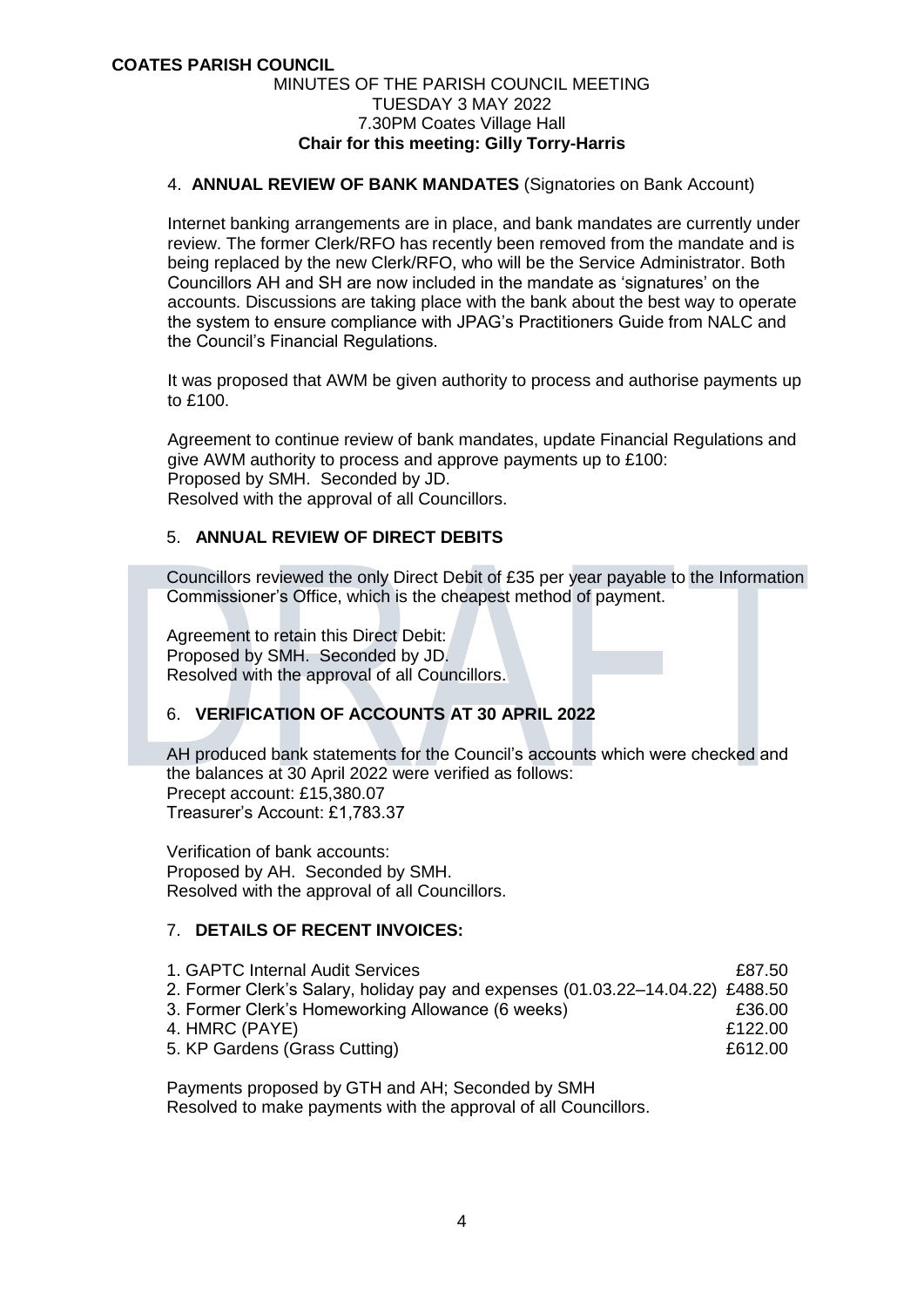**COATES PARISH COUNCIL**

MINUTES OF THE PARISH COUNCIL MEETING
TUESDAY 3 MAY 2022
7.30PM Coates Village Hall
**Chair for this meeting: Gilly Torry-Harris**

4. **ANNUAL REVIEW OF BANK MANDATES** (Signatories on Bank Account)

Internet banking arrangements are in place, and bank mandates are currently under review. The former Clerk/RFO has recently been removed from the mandate and is being replaced by the new Clerk/RFO, who will be the Service Administrator. Both Councillors AH and SH are now included in the mandate as 'signatures' on the accounts. Discussions are taking place with the bank about the best way to operate the system to ensure compliance with JPAG's Practitioners Guide from NALC and the Council's Financial Regulations.

It was proposed that AWM be given authority to process and authorise payments up to £100.

Agreement to continue review of bank mandates, update Financial Regulations and give AWM authority to process and approve payments up to £100:
Proposed by SMH. Seconded by JD.
Resolved with the approval of all Councillors.

5. **ANNUAL REVIEW OF DIRECT DEBITS**

Councillors reviewed the only Direct Debit of £35 per year payable to the Information Commissioner's Office, which is the cheapest method of payment.

Agreement to retain this Direct Debit:
Proposed by SMH. Seconded by JD.
Resolved with the approval of all Councillors.

6. **VERIFICATION OF ACCOUNTS AT 30 APRIL 2022**

AH produced bank statements for the Council's accounts which were checked and the balances at 30 April 2022 were verified as follows:
Precept account: £15,380.07
Treasurer's Account: £1,783.37

Verification of bank accounts:
Proposed by AH. Seconded by SMH.
Resolved with the approval of all Councillors.

7. **DETAILS OF RECENT INVOICES:**

| Item | Amount |
|---|---|
| 1. GAPTC Internal Audit Services | £87.50 |
| 2. Former Clerk's Salary, holiday pay and expenses (01.03.22–14.04.22) | £488.50 |
| 3. Former Clerk's Homeworking Allowance (6 weeks) | £36.00 |
| 4. HMRC (PAYE) | £122.00 |
| 5. KP Gardens (Grass Cutting) | £612.00 |

Payments proposed by GTH and AH; Seconded by SMH
Resolved to make payments with the approval of all Councillors.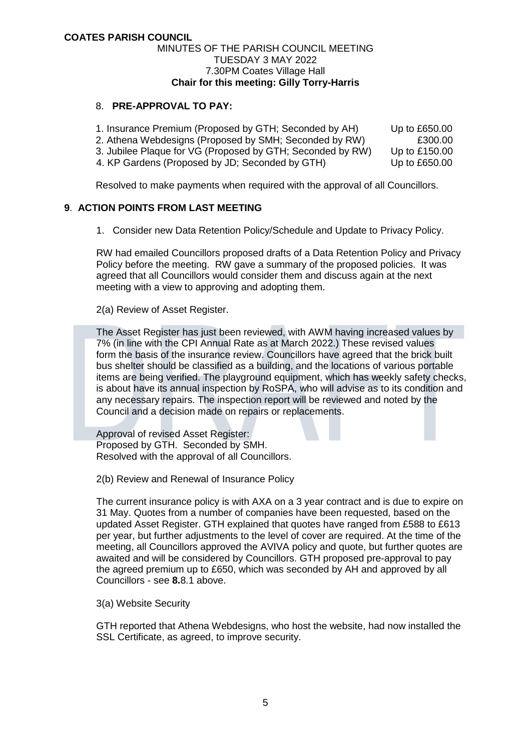**COATES PARISH COUNCIL**

MINUTES OF THE PARISH COUNCIL MEETING
TUESDAY 3 MAY 2022
7.30PM Coates Village Hall
**Chair for this meeting: Gilly Torry-Harris**

## 8. PRE-APPROVAL TO PAY:

| | |
|---|---|
| 1. Insurance Premium (Proposed by GTH; Seconded by AH) | Up to £650.00 |
| 2. Athena Webdesigns (Proposed by SMH; Seconded by RW) | £300.00 |
| 3. Jubilee Plaque for VG (Proposed by GTH; Seconded by RW) | Up to £150.00 |
| 4. KP Gardens (Proposed by JD; Seconded by GTH) | Up to £650.00 |

Resolved to make payments when required with the approval of all Councillors.

## 9. ACTION POINTS FROM LAST MEETING

1. Consider new Data Retention Policy/Schedule and Update to Privacy Policy.

RW had emailed Councillors proposed drafts of a Data Retention Policy and Privacy Policy before the meeting. RW gave a summary of the proposed policies. It was agreed that all Councillors would consider them and discuss again at the next meeting with a view to approving and adopting them.

2(a) Review of Asset Register.

The Asset Register has just been reviewed, with AWM having increased values by 7% (in line with the CPI Annual Rate as at March 2022.) These revised values form the basis of the insurance review. Councillors have agreed that the brick built bus shelter should be classified as a building, and the locations of various portable items are being verified. The playground equipment, which has weekly safety checks, is about have its annual inspection by RoSPA, who will advise as to its condition and any necessary repairs. The inspection report will be reviewed and noted by the Council and a decision made on repairs or replacements.

Approval of revised Asset Register:
Proposed by GTH. Seconded by SMH.
Resolved with the approval of all Councillors.

2(b) Review and Renewal of Insurance Policy

The current insurance policy is with AXA on a 3 year contract and is due to expire on 31 May. Quotes from a number of companies have been requested, based on the updated Asset Register. GTH explained that quotes have ranged from £588 to £613 per year, but further adjustments to the level of cover are required. At the time of the meeting, all Councillors approved the AVIVA policy and quote, but further quotes are awaited and will be considered by Councillors. GTH proposed pre-approval to pay the agreed premium up to £650, which was seconded by AH and approved by all Councillors - see **8.**8.1 above.

3(a) Website Security

GTH reported that Athena Webdesigns, who host the website, had now installed the SSL Certificate, as agreed, to improve security.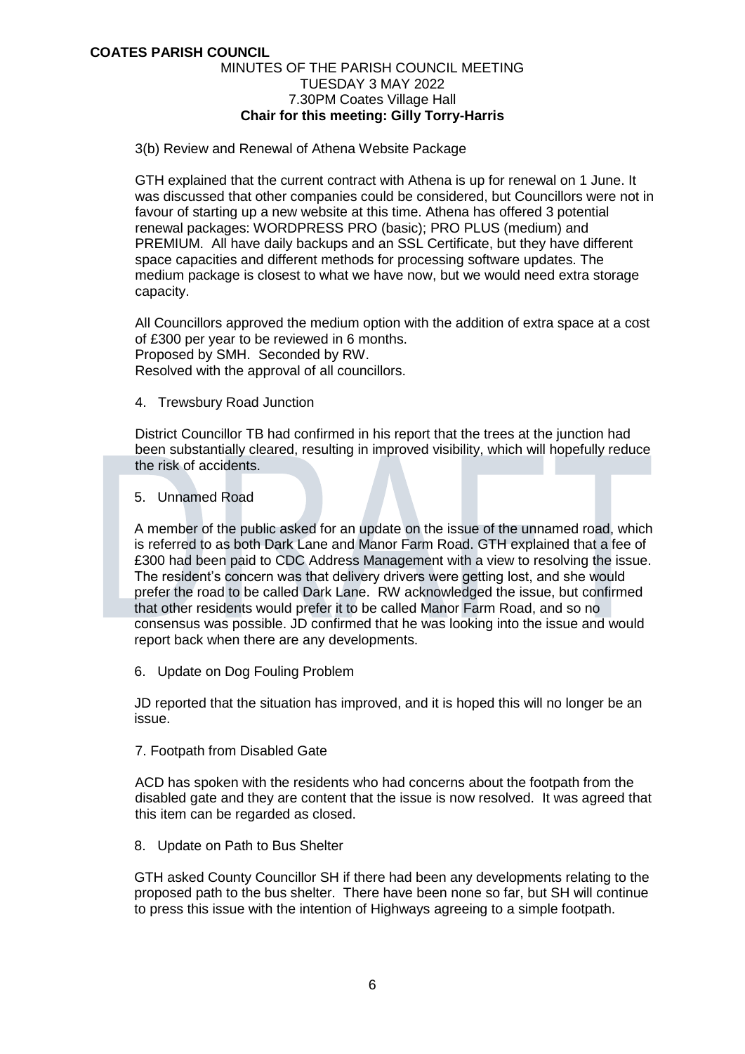**COATES PARISH COUNCIL**

MINUTES OF THE PARISH COUNCIL MEETING
TUESDAY 3 MAY 2022
7.30PM Coates Village Hall
**Chair for this meeting: Gilly Torry-Harris**

3(b) Review and Renewal of Athena Website Package

GTH explained that the current contract with Athena is up for renewal on 1 June. It was discussed that other companies could be considered, but Councillors were not in favour of starting up a new website at this time. Athena has offered 3 potential renewal packages: WORDPRESS PRO (basic); PRO PLUS (medium) and PREMIUM. All have daily backups and an SSL Certificate, but they have different space capacities and different methods for processing software updates. The medium package is closest to what we have now, but we would need extra storage capacity.

All Councillors approved the medium option with the addition of extra space at a cost of £300 per year to be reviewed in 6 months.
Proposed by SMH. Seconded by RW.
Resolved with the approval of all councillors.

4. Trewsbury Road Junction

District Councillor TB had confirmed in his report that the trees at the junction had been substantially cleared, resulting in improved visibility, which will hopefully reduce the risk of accidents.

5. Unnamed Road

A member of the public asked for an update on the issue of the unnamed road, which is referred to as both Dark Lane and Manor Farm Road. GTH explained that a fee of £300 had been paid to CDC Address Management with a view to resolving the issue. The resident's concern was that delivery drivers were getting lost, and she would prefer the road to be called Dark Lane. RW acknowledged the issue, but confirmed that other residents would prefer it to be called Manor Farm Road, and so no consensus was possible. JD confirmed that he was looking into the issue and would report back when there are any developments.

6. Update on Dog Fouling Problem

JD reported that the situation has improved, and it is hoped this will no longer be an issue.

7. Footpath from Disabled Gate

ACD has spoken with the residents who had concerns about the footpath from the disabled gate and they are content that the issue is now resolved. It was agreed that this item can be regarded as closed.

8. Update on Path to Bus Shelter

GTH asked County Councillor SH if there had been any developments relating to the proposed path to the bus shelter. There have been none so far, but SH will continue to press this issue with the intention of Highways agreeing to a simple footpath.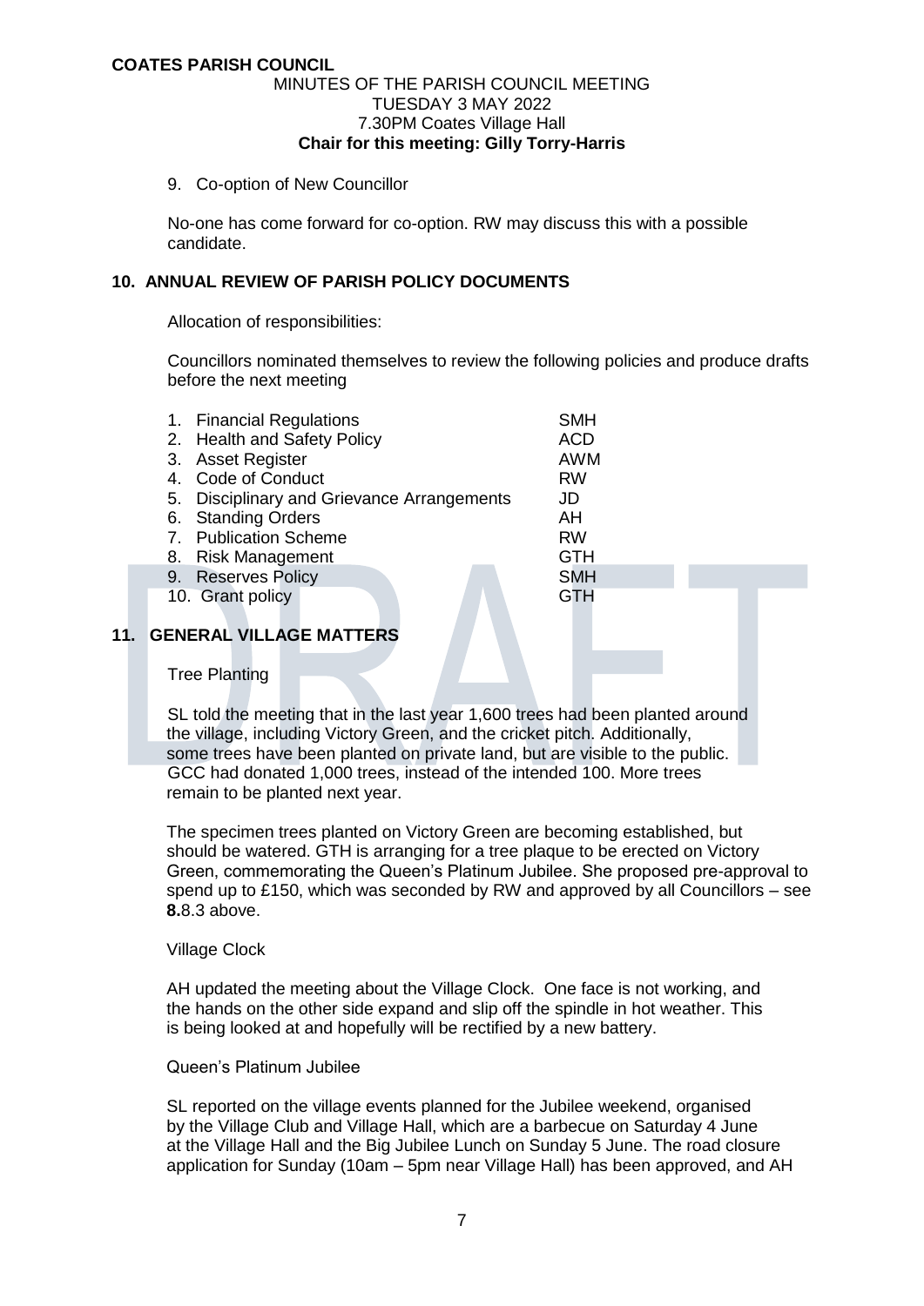**COATES PARISH COUNCIL**

MINUTES OF THE PARISH COUNCIL MEETING
TUESDAY 3 MAY 2022
7.30PM Coates Village Hall
**Chair for this meeting: Gilly Torry-Harris**

9. Co-option of New Councillor

No-one has come forward for co-option. RW may discuss this with a possible candidate.

## 10. ANNUAL REVIEW OF PARISH POLICY DOCUMENTS

Allocation of responsibilities:

Councillors nominated themselves to review the following policies and produce drafts before the next meeting

| Policy | Councillor |
| --- | --- |
| 1. Financial Regulations | SMH |
| 2. Health and Safety Policy | ACD |
| 3. Asset Register | AWM |
| 4. Code of Conduct | RW |
| 5. Disciplinary and Grievance Arrangements | JD |
| 6. Standing Orders | AH |
| 7. Publication Scheme | RW |
| 8. Risk Management | GTH |
| 9. Reserves Policy | SMH |
| 10. Grant policy | GTH |

## 11. GENERAL VILLAGE MATTERS

Tree Planting

SL told the meeting that in the last year 1,600 trees had been planted around the village, including Victory Green, and the cricket pitch. Additionally, some trees have been planted on private land, but are visible to the public. GCC had donated 1,000 trees, instead of the intended 100. More trees remain to be planted next year.

The specimen trees planted on Victory Green are becoming established, but should be watered. GTH is arranging for a tree plaque to be erected on Victory Green, commemorating the Queen's Platinum Jubilee. She proposed pre-approval to spend up to £150, which was seconded by RW and approved by all Councillors – see **8.**8.3 above.

Village Clock

AH updated the meeting about the Village Clock. One face is not working, and the hands on the other side expand and slip off the spindle in hot weather. This is being looked at and hopefully will be rectified by a new battery.

Queen's Platinum Jubilee

SL reported on the village events planned for the Jubilee weekend, organised by the Village Club and Village Hall, which are a barbecue on Saturday 4 June at the Village Hall and the Big Jubilee Lunch on Sunday 5 June. The road closure application for Sunday (10am – 5pm near Village Hall) has been approved, and AH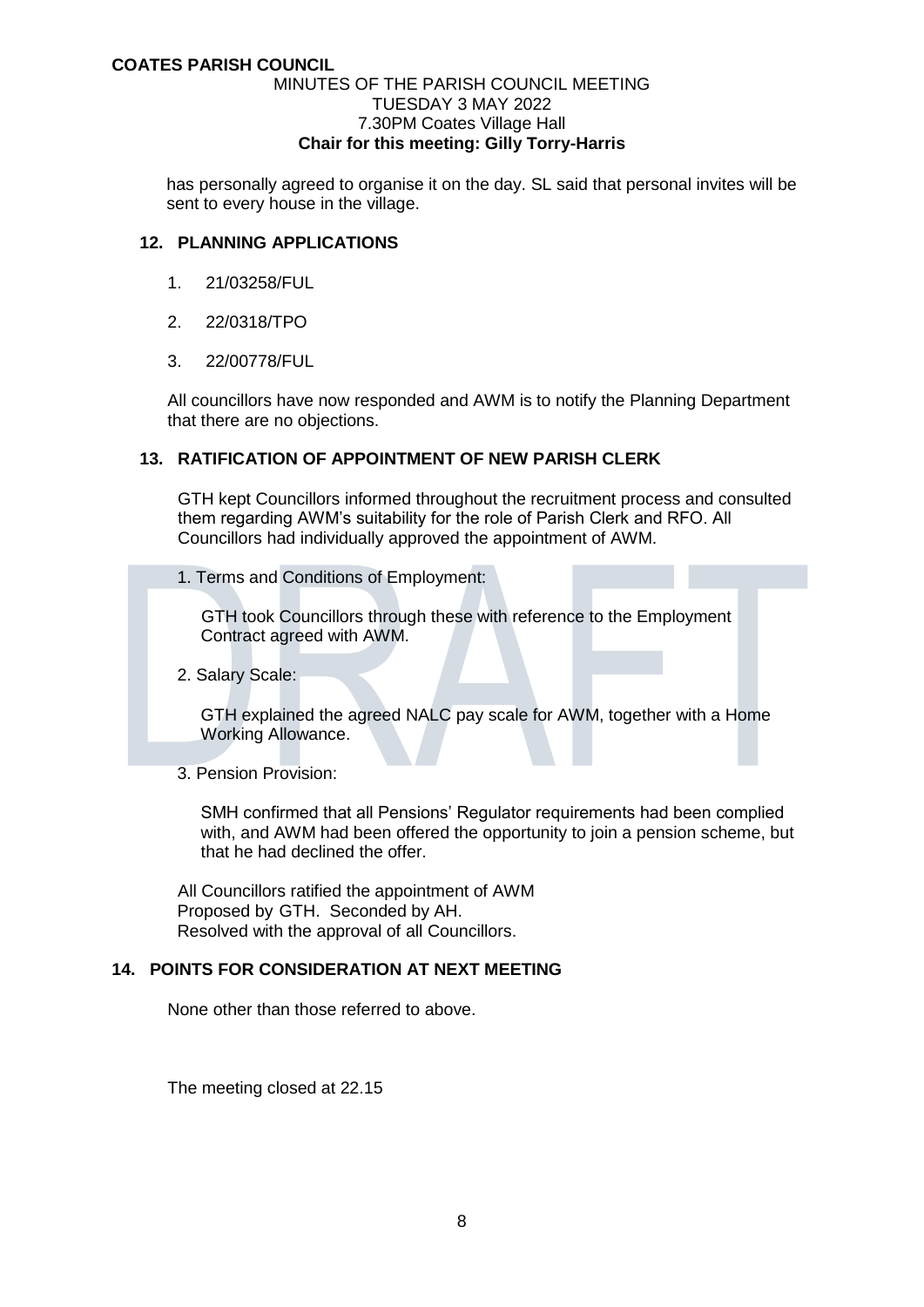has personally agreed to organise it on the day. SL said that personal invites will be sent to every house in the village.

## 12. PLANNING APPLICATIONS

1. 21/03258/FUL
2. 22/0318/TPO
3. 22/00778/FUL

All councillors have now responded and AWM is to notify the Planning Department that there are no objections.

## 13. RATIFICATION OF APPOINTMENT OF NEW PARISH CLERK

GTH kept Councillors informed throughout the recruitment process and consulted them regarding AWM's suitability for the role of Parish Clerk and RFO. All Councillors had individually approved the appointment of AWM.

1. Terms and Conditions of Employment:

   GTH took Councillors through these with reference to the Employment Contract agreed with AWM.

2. Salary Scale:

   GTH explained the agreed NALC pay scale for AWM, together with a Home Working Allowance.

3. Pension Provision:

   SMH confirmed that all Pensions' Regulator requirements had been complied with, and AWM had been offered the opportunity to join a pension scheme, but that he had declined the offer.

All Councillors ratified the appointment of AWM
Proposed by GTH. Seconded by AH.
Resolved with the approval of all Councillors.

## 14. POINTS FOR CONSIDERATION AT NEXT MEETING

None other than those referred to above.

The meeting closed at 22.15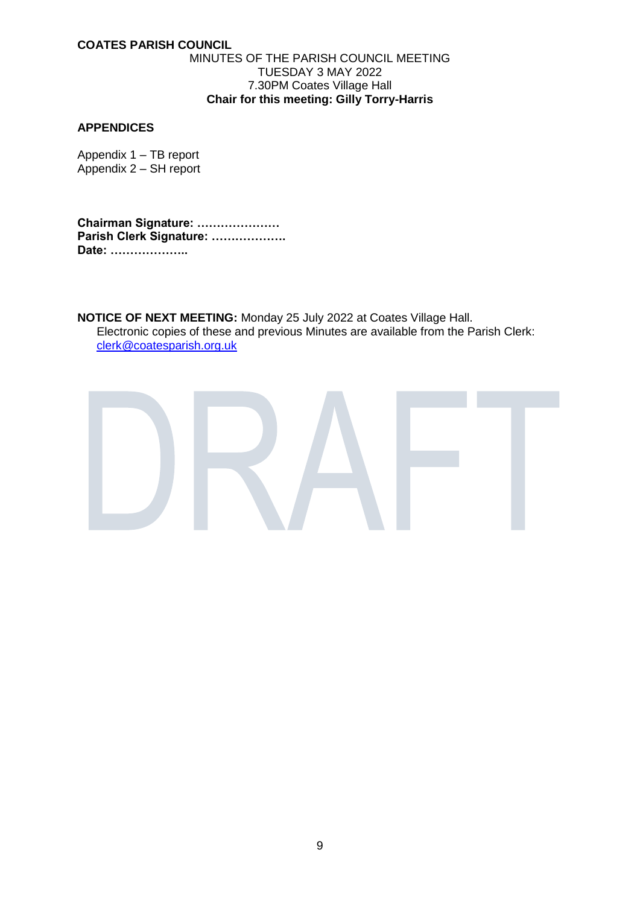**COATES PARISH COUNCIL**

MINUTES OF THE PARISH COUNCIL MEETING
TUESDAY 3 MAY 2022
7.30PM Coates Village Hall
**Chair for this meeting: Gilly Torry-Harris**

## APPENDICES

Appendix 1 – TB report
Appendix 2 – SH report

**Chairman Signature: …………………**
**Parish Clerk Signature: ………………..**
**Date: ………………..**

**NOTICE OF NEXT MEETING:** Monday 25 July 2022 at Coates Village Hall.
Electronic copies of these and previous Minutes are available from the Parish Clerk: clerk@coatesparish.org.uk

DRAFT